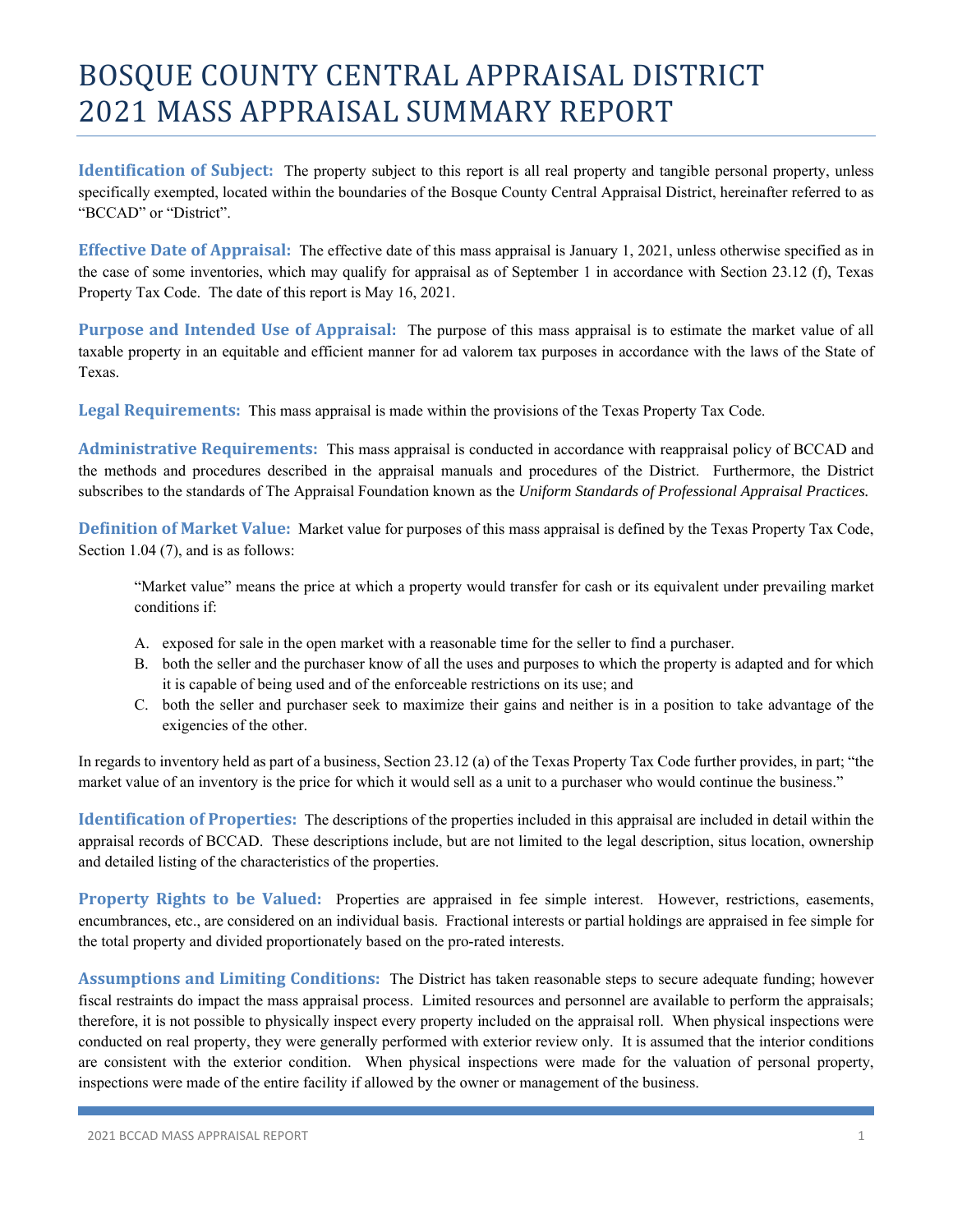# BOSQUE COUNTY CENTRAL APPRAISAL DISTRICT 2021 MASS APPRAISAL SUMMARY REPORT

**Identification of Subject:** The property subject to this report is all real property and tangible personal property, unless specifically exempted, located within the boundaries of the Bosque County Central Appraisal District, hereinafter referred to as "BCCAD" or "District".

**Effective Date of Appraisal:** The effective date of this mass appraisal is January 1, 2021, unless otherwise specified as in the case of some inventories, which may qualify for appraisal as of September 1 in accordance with Section 23.12 (f), Texas Property Tax Code. The date of this report is May 16, 2021.

**Purpose and Intended Use of Appraisal:** The purpose of this mass appraisal is to estimate the market value of all taxable property in an equitable and efficient manner for ad valorem tax purposes in accordance with the laws of the State of Texas.

**Legal Requirements:** This mass appraisal is made within the provisions of the Texas Property Tax Code.

**Administrative Requirements:** This mass appraisal is conducted in accordance with reappraisal policy of BCCAD and the methods and procedures described in the appraisal manuals and procedures of the District. Furthermore, the District subscribes to the standards of The Appraisal Foundation known as the *Uniform Standards of Professional Appraisal Practices.*

**Definition of Market Value:** Market value for purposes of this mass appraisal is defined by the Texas Property Tax Code, Section 1.04 (7), and is as follows:

> "Market value" means the price at which a property would transfer for cash or its equivalent under prevailing market conditions if:
>
> A. exposed for sale in the open market with a reasonable time for the seller to find a purchaser.
> B. both the seller and the purchaser know of all the uses and purposes to which the property is adapted and for which it is capable of being used and of the enforceable restrictions on its use; and
> C. both the seller and purchaser seek to maximize their gains and neither is in a position to take advantage of the exigencies of the other.

In regards to inventory held as part of a business, Section 23.12 (a) of the Texas Property Tax Code further provides, in part; "the market value of an inventory is the price for which it would sell as a unit to a purchaser who would continue the business."

**Identification of Properties:** The descriptions of the properties included in this appraisal are included in detail within the appraisal records of BCCAD. These descriptions include, but are not limited to the legal description, situs location, ownership and detailed listing of the characteristics of the properties.

**Property Rights to be Valued:** Properties are appraised in fee simple interest. However, restrictions, easements, encumbrances, etc., are considered on an individual basis. Fractional interests or partial holdings are appraised in fee simple for the total property and divided proportionately based on the pro-rated interests.

**Assumptions and Limiting Conditions:** The District has taken reasonable steps to secure adequate funding; however fiscal restraints do impact the mass appraisal process. Limited resources and personnel are available to perform the appraisals; therefore, it is not possible to physically inspect every property included on the appraisal roll. When physical inspections were conducted on real property, they were generally performed with exterior review only. It is assumed that the interior conditions are consistent with the exterior condition. When physical inspections were made for the valuation of personal property, inspections were made of the entire facility if allowed by the owner or management of the business.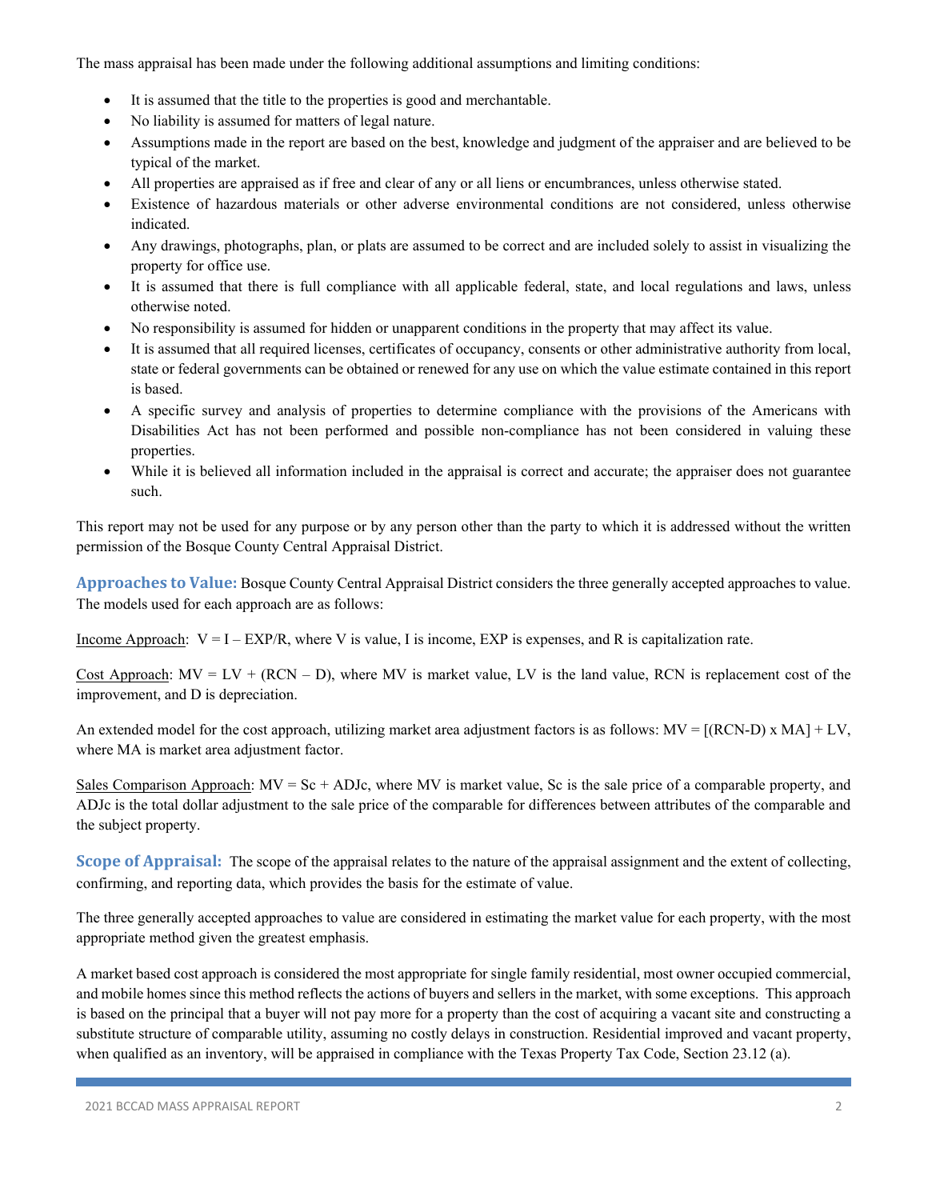The mass appraisal has been made under the following additional assumptions and limiting conditions:

- It is assumed that the title to the properties is good and merchantable.
- No liability is assumed for matters of legal nature.
- Assumptions made in the report are based on the best, knowledge and judgment of the appraiser and are believed to be typical of the market.
- All properties are appraised as if free and clear of any or all liens or encumbrances, unless otherwise stated.
- Existence of hazardous materials or other adverse environmental conditions are not considered, unless otherwise indicated.
- Any drawings, photographs, plan, or plats are assumed to be correct and are included solely to assist in visualizing the property for office use.
- It is assumed that there is full compliance with all applicable federal, state, and local regulations and laws, unless otherwise noted.
- No responsibility is assumed for hidden or unapparent conditions in the property that may affect its value.
- It is assumed that all required licenses, certificates of occupancy, consents or other administrative authority from local, state or federal governments can be obtained or renewed for any use on which the value estimate contained in this report is based.
- A specific survey and analysis of properties to determine compliance with the provisions of the Americans with Disabilities Act has not been performed and possible non-compliance has not been considered in valuing these properties.
- While it is believed all information included in the appraisal is correct and accurate; the appraiser does not guarantee such.

This report may not be used for any purpose or by any person other than the party to which it is addressed without the written permission of the Bosque County Central Appraisal District.

**Approaches to Value:** Bosque County Central Appraisal District considers the three generally accepted approaches to value. The models used for each approach are as follows:

Income Approach: $V = I - EXP/R$, where V is value, I is income, EXP is expenses, and R is capitalization rate.

Cost Approach: $MV = LV + (RCN - D)$, where MV is market value, LV is the land value, RCN is replacement cost of the improvement, and D is depreciation.

An extended model for the cost approach, utilizing market area adjustment factors is as follows: $MV = [(RCN\text{-}D) \times MA] + LV$, where MA is market area adjustment factor.

Sales Comparison Approach: $MV = Sc + ADJc$, where MV is market value, Sc is the sale price of a comparable property, and ADJc is the total dollar adjustment to the sale price of the comparable for differences between attributes of the comparable and the subject property.

**Scope of Appraisal:** The scope of the appraisal relates to the nature of the appraisal assignment and the extent of collecting, confirming, and reporting data, which provides the basis for the estimate of value.

The three generally accepted approaches to value are considered in estimating the market value for each property, with the most appropriate method given the greatest emphasis.

A market based cost approach is considered the most appropriate for single family residential, most owner occupied commercial, and mobile homes since this method reflects the actions of buyers and sellers in the market, with some exceptions. This approach is based on the principal that a buyer will not pay more for a property than the cost of acquiring a vacant site and constructing a substitute structure of comparable utility, assuming no costly delays in construction. Residential improved and vacant property, when qualified as an inventory, will be appraised in compliance with the Texas Property Tax Code, Section 23.12 (a).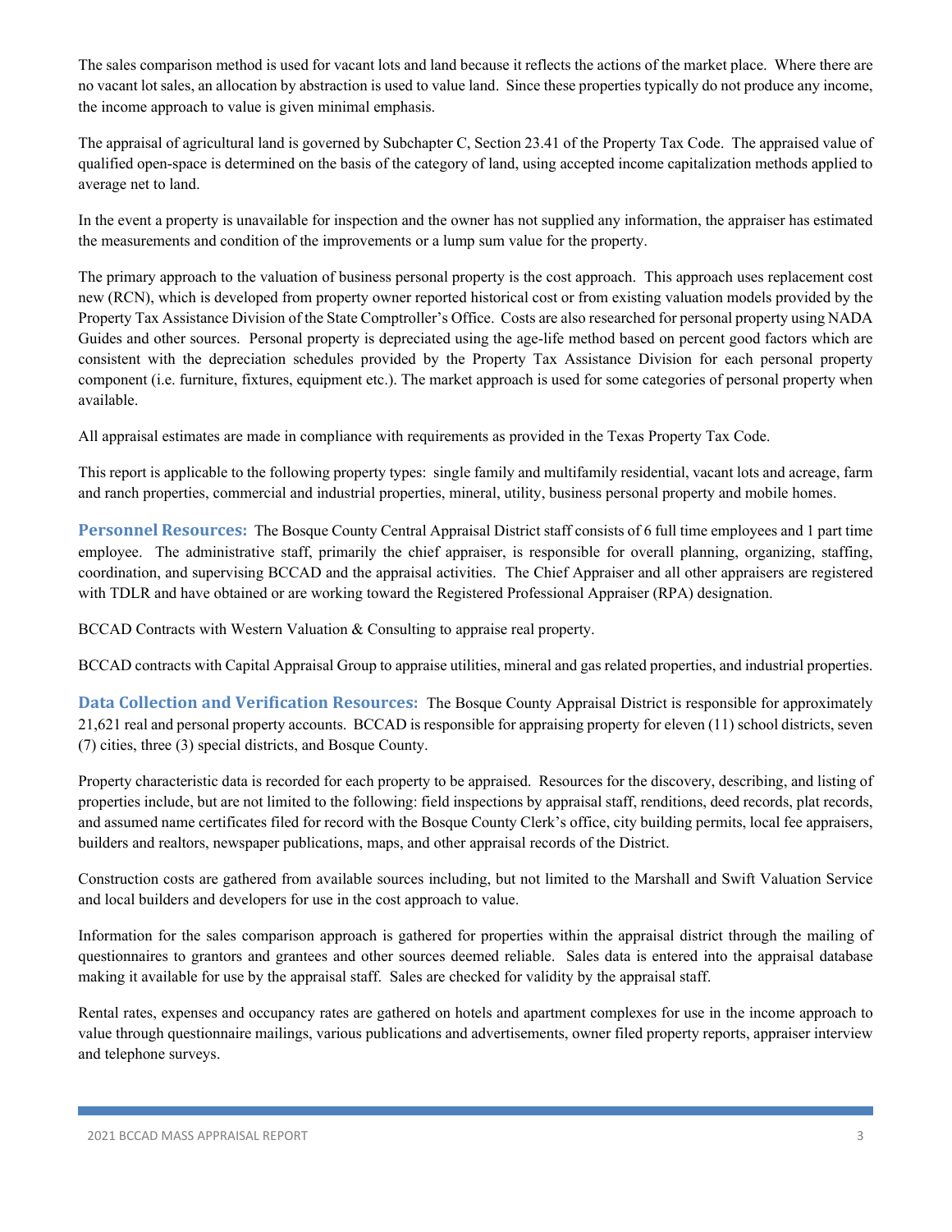The sales comparison method is used for vacant lots and land because it reflects the actions of the market place. Where there are no vacant lot sales, an allocation by abstraction is used to value land. Since these properties typically do not produce any income, the income approach to value is given minimal emphasis.

The appraisal of agricultural land is governed by Subchapter C, Section 23.41 of the Property Tax Code. The appraised value of qualified open-space is determined on the basis of the category of land, using accepted income capitalization methods applied to average net to land.

In the event a property is unavailable for inspection and the owner has not supplied any information, the appraiser has estimated the measurements and condition of the improvements or a lump sum value for the property.

The primary approach to the valuation of business personal property is the cost approach. This approach uses replacement cost new (RCN), which is developed from property owner reported historical cost or from existing valuation models provided by the Property Tax Assistance Division of the State Comptroller's Office. Costs are also researched for personal property using NADA Guides and other sources. Personal property is depreciated using the age-life method based on percent good factors which are consistent with the depreciation schedules provided by the Property Tax Assistance Division for each personal property component (i.e. furniture, fixtures, equipment etc.). The market approach is used for some categories of personal property when available.

All appraisal estimates are made in compliance with requirements as provided in the Texas Property Tax Code.

This report is applicable to the following property types: single family and multifamily residential, vacant lots and acreage, farm and ranch properties, commercial and industrial properties, mineral, utility, business personal property and mobile homes.

**Personnel Resources:** The Bosque County Central Appraisal District staff consists of 6 full time employees and 1 part time employee. The administrative staff, primarily the chief appraiser, is responsible for overall planning, organizing, staffing, coordination, and supervising BCCAD and the appraisal activities. The Chief Appraiser and all other appraisers are registered with TDLR and have obtained or are working toward the Registered Professional Appraiser (RPA) designation.

BCCAD Contracts with Western Valuation & Consulting to appraise real property.

BCCAD contracts with Capital Appraisal Group to appraise utilities, mineral and gas related properties, and industrial properties.

**Data Collection and Verification Resources:** The Bosque County Appraisal District is responsible for approximately 21,621 real and personal property accounts. BCCAD is responsible for appraising property for eleven (11) school districts, seven (7) cities, three (3) special districts, and Bosque County.

Property characteristic data is recorded for each property to be appraised. Resources for the discovery, describing, and listing of properties include, but are not limited to the following: field inspections by appraisal staff, renditions, deed records, plat records, and assumed name certificates filed for record with the Bosque County Clerk's office, city building permits, local fee appraisers, builders and realtors, newspaper publications, maps, and other appraisal records of the District.

Construction costs are gathered from available sources including, but not limited to the Marshall and Swift Valuation Service and local builders and developers for use in the cost approach to value.

Information for the sales comparison approach is gathered for properties within the appraisal district through the mailing of questionnaires to grantors and grantees and other sources deemed reliable. Sales data is entered into the appraisal database making it available for use by the appraisal staff. Sales are checked for validity by the appraisal staff.

Rental rates, expenses and occupancy rates are gathered on hotels and apartment complexes for use in the income approach to value through questionnaire mailings, various publications and advertisements, owner filed property reports, appraiser interview and telephone surveys.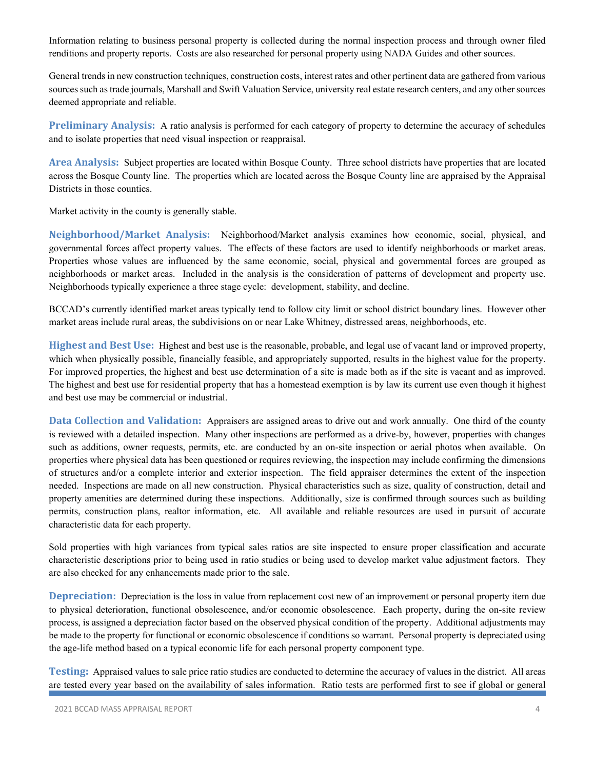Information relating to business personal property is collected during the normal inspection process and through owner filed renditions and property reports. Costs are also researched for personal property using NADA Guides and other sources.

General trends in new construction techniques, construction costs, interest rates and other pertinent data are gathered from various sources such as trade journals, Marshall and Swift Valuation Service, university real estate research centers, and any other sources deemed appropriate and reliable.

**Preliminary Analysis:** A ratio analysis is performed for each category of property to determine the accuracy of schedules and to isolate properties that need visual inspection or reappraisal.

**Area Analysis:** Subject properties are located within Bosque County. Three school districts have properties that are located across the Bosque County line. The properties which are located across the Bosque County line are appraised by the Appraisal Districts in those counties.

Market activity in the county is generally stable.

**Neighborhood/Market Analysis:** Neighborhood/Market analysis examines how economic, social, physical, and governmental forces affect property values. The effects of these factors are used to identify neighborhoods or market areas. Properties whose values are influenced by the same economic, social, physical and governmental forces are grouped as neighborhoods or market areas. Included in the analysis is the consideration of patterns of development and property use. Neighborhoods typically experience a three stage cycle: development, stability, and decline.

BCCAD's currently identified market areas typically tend to follow city limit or school district boundary lines. However other market areas include rural areas, the subdivisions on or near Lake Whitney, distressed areas, neighborhoods, etc.

**Highest and Best Use:** Highest and best use is the reasonable, probable, and legal use of vacant land or improved property, which when physically possible, financially feasible, and appropriately supported, results in the highest value for the property. For improved properties, the highest and best use determination of a site is made both as if the site is vacant and as improved. The highest and best use for residential property that has a homestead exemption is by law its current use even though it highest and best use may be commercial or industrial.

**Data Collection and Validation:** Appraisers are assigned areas to drive out and work annually. One third of the county is reviewed with a detailed inspection. Many other inspections are performed as a drive-by, however, properties with changes such as additions, owner requests, permits, etc. are conducted by an on-site inspection or aerial photos when available. On properties where physical data has been questioned or requires reviewing, the inspection may include confirming the dimensions of structures and/or a complete interior and exterior inspection. The field appraiser determines the extent of the inspection needed. Inspections are made on all new construction. Physical characteristics such as size, quality of construction, detail and property amenities are determined during these inspections. Additionally, size is confirmed through sources such as building permits, construction plans, realtor information, etc. All available and reliable resources are used in pursuit of accurate characteristic data for each property.

Sold properties with high variances from typical sales ratios are site inspected to ensure proper classification and accurate characteristic descriptions prior to being used in ratio studies or being used to develop market value adjustment factors. They are also checked for any enhancements made prior to the sale.

**Depreciation:** Depreciation is the loss in value from replacement cost new of an improvement or personal property item due to physical deterioration, functional obsolescence, and/or economic obsolescence. Each property, during the on-site review process, is assigned a depreciation factor based on the observed physical condition of the property. Additional adjustments may be made to the property for functional or economic obsolescence if conditions so warrant. Personal property is depreciated using the age-life method based on a typical economic life for each personal property component type.

**Testing:** Appraised values to sale price ratio studies are conducted to determine the accuracy of values in the district. All areas are tested every year based on the availability of sales information. Ratio tests are performed first to see if global or general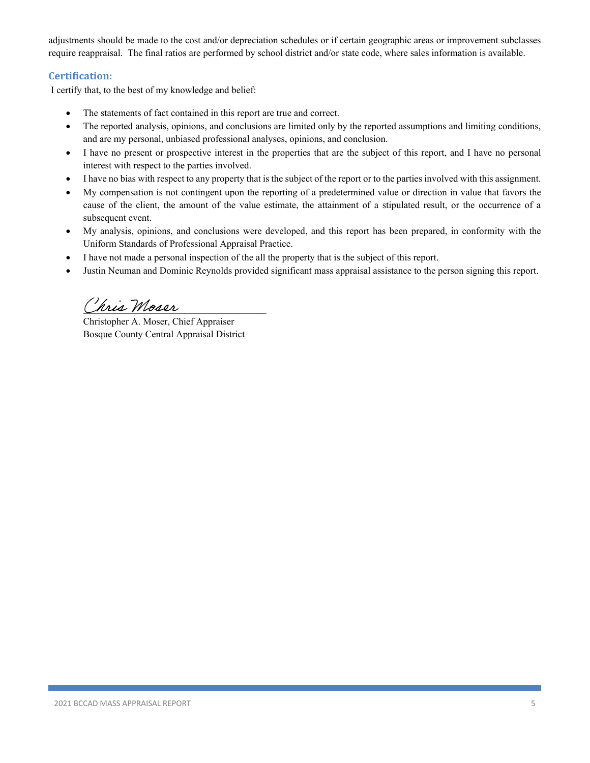adjustments should be made to the cost and/or depreciation schedules or if certain geographic areas or improvement subclasses require reappraisal. The final ratios are performed by school district and/or state code, where sales information is available.

### Certification:

I certify that, to the best of my knowledge and belief:

- The statements of fact contained in this report are true and correct.
- The reported analysis, opinions, and conclusions are limited only by the reported assumptions and limiting conditions, and are my personal, unbiased professional analyses, opinions, and conclusion.
- I have no present or prospective interest in the properties that are the subject of this report, and I have no personal interest with respect to the parties involved.
- I have no bias with respect to any property that is the subject of the report or to the parties involved with this assignment.
- My compensation is not contingent upon the reporting of a predetermined value or direction in value that favors the cause of the client, the amount of the value estimate, the attainment of a stipulated result, or the occurrence of a subsequent event.
- My analysis, opinions, and conclusions were developed, and this report has been prepared, in conformity with the Uniform Standards of Professional Appraisal Practice.
- I have not made a personal inspection of the all the property that is the subject of this report.
- Justin Neuman and Dominic Reynolds provided significant mass appraisal assistance to the person signing this report.

*Chris Moser*

Christopher A. Moser, Chief Appraiser
Bosque County Central Appraisal District